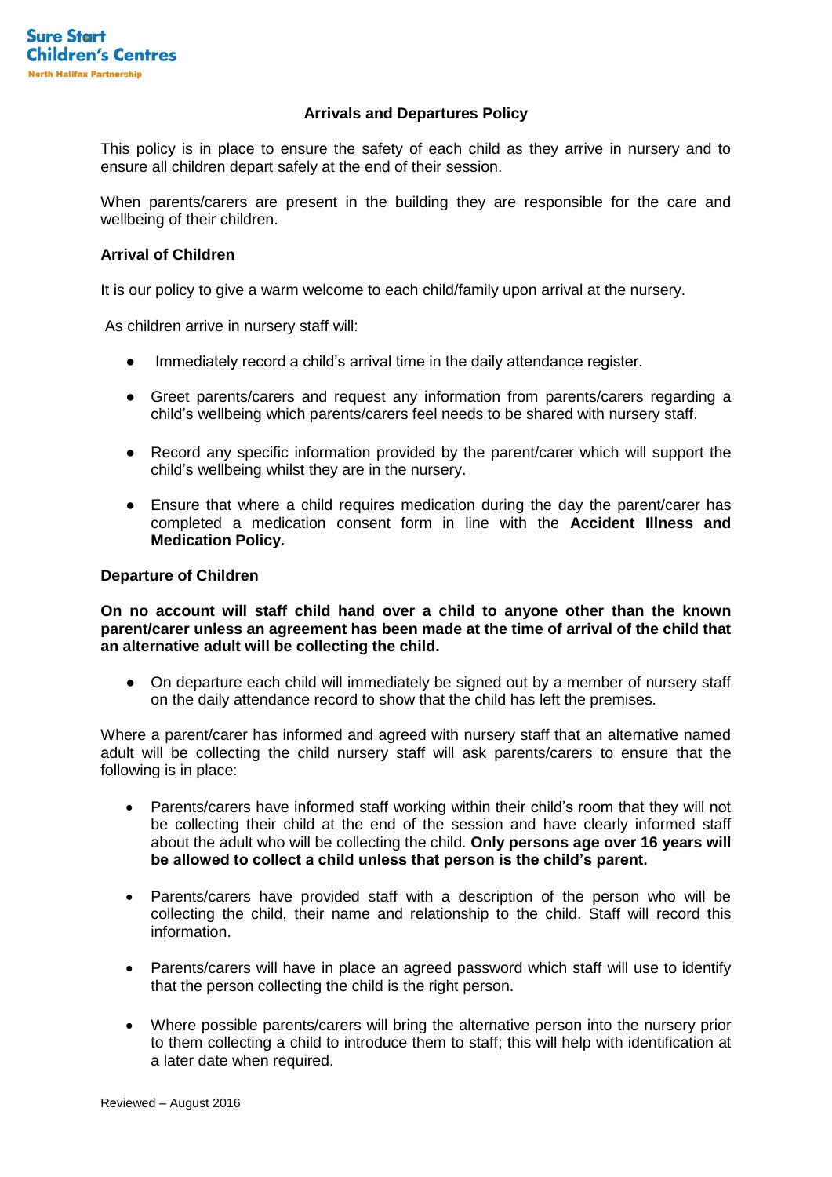**Sure Start Children's Centres**
**North Halifax Partnership**

# Arrivals and Departures Policy

This policy is in place to ensure the safety of each child as they arrive in nursery and to ensure all children depart safely at the end of their session.

When parents/carers are present in the building they are responsible for the care and wellbeing of their children.

## Arrival of Children

It is our policy to give a warm welcome to each child/family upon arrival at the nursery.

As children arrive in nursery staff will:

- Immediately record a child's arrival time in the daily attendance register.
- Greet parents/carers and request any information from parents/carers regarding a child's wellbeing which parents/carers feel needs to be shared with nursery staff.
- Record any specific information provided by the parent/carer which will support the child's wellbeing whilst they are in the nursery.
- Ensure that where a child requires medication during the day the parent/carer has completed a medication consent form in line with the **Accident Illness and Medication Policy.**

## Departure of Children

**On no account will staff child hand over a child to anyone other than the known parent/carer unless an agreement has been made at the time of arrival of the child that an alternative adult will be collecting the child.**

- On departure each child will immediately be signed out by a member of nursery staff on the daily attendance record to show that the child has left the premises.

Where a parent/carer has informed and agreed with nursery staff that an alternative named adult will be collecting the child nursery staff will ask parents/carers to ensure that the following is in place:

- Parents/carers have informed staff working within their child's room that they will not be collecting their child at the end of the session and have clearly informed staff about the adult who will be collecting the child. **Only persons age over 16 years will be allowed to collect a child unless that person is the child's parent.**
- Parents/carers have provided staff with a description of the person who will be collecting the child, their name and relationship to the child. Staff will record this information.
- Parents/carers will have in place an agreed password which staff will use to identify that the person collecting the child is the right person.
- Where possible parents/carers will bring the alternative person into the nursery prior to them collecting a child to introduce them to staff; this will help with identification at a later date when required.

Reviewed – August 2016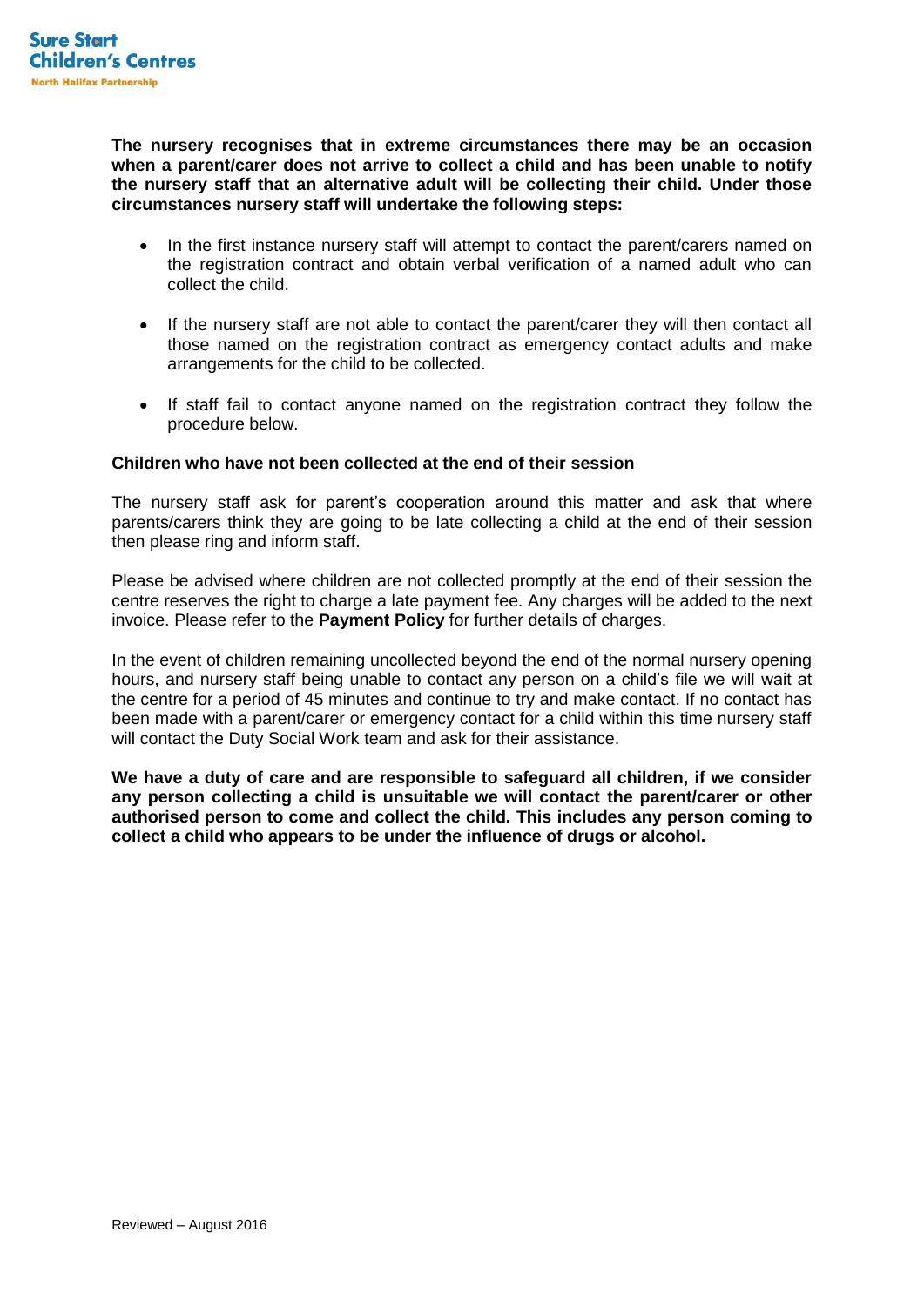**The nursery recognises that in extreme circumstances there may be an occasion when a parent/carer does not arrive to collect a child and has been unable to notify the nursery staff that an alternative adult will be collecting their child. Under those circumstances nursery staff will undertake the following steps:**

- In the first instance nursery staff will attempt to contact the parent/carers named on the registration contract and obtain verbal verification of a named adult who can collect the child.
- If the nursery staff are not able to contact the parent/carer they will then contact all those named on the registration contract as emergency contact adults and make arrangements for the child to be collected.
- If staff fail to contact anyone named on the registration contract they follow the procedure below.

**Children who have not been collected at the end of their session**

The nursery staff ask for parent's cooperation around this matter and ask that where parents/carers think they are going to be late collecting a child at the end of their session then please ring and inform staff.

Please be advised where children are not collected promptly at the end of their session the centre reserves the right to charge a late payment fee. Any charges will be added to the next invoice. Please refer to the **Payment Policy** for further details of charges.

In the event of children remaining uncollected beyond the end of the normal nursery opening hours, and nursery staff being unable to contact any person on a child's file we will wait at the centre for a period of 45 minutes and continue to try and make contact. If no contact has been made with a parent/carer or emergency contact for a child within this time nursery staff will contact the Duty Social Work team and ask for their assistance.

**We have a duty of care and are responsible to safeguard all children, if we consider any person collecting a child is unsuitable we will contact the parent/carer or other authorised person to come and collect the child. This includes any person coming to collect a child who appears to be under the influence of drugs or alcohol.**

Reviewed – August 2016